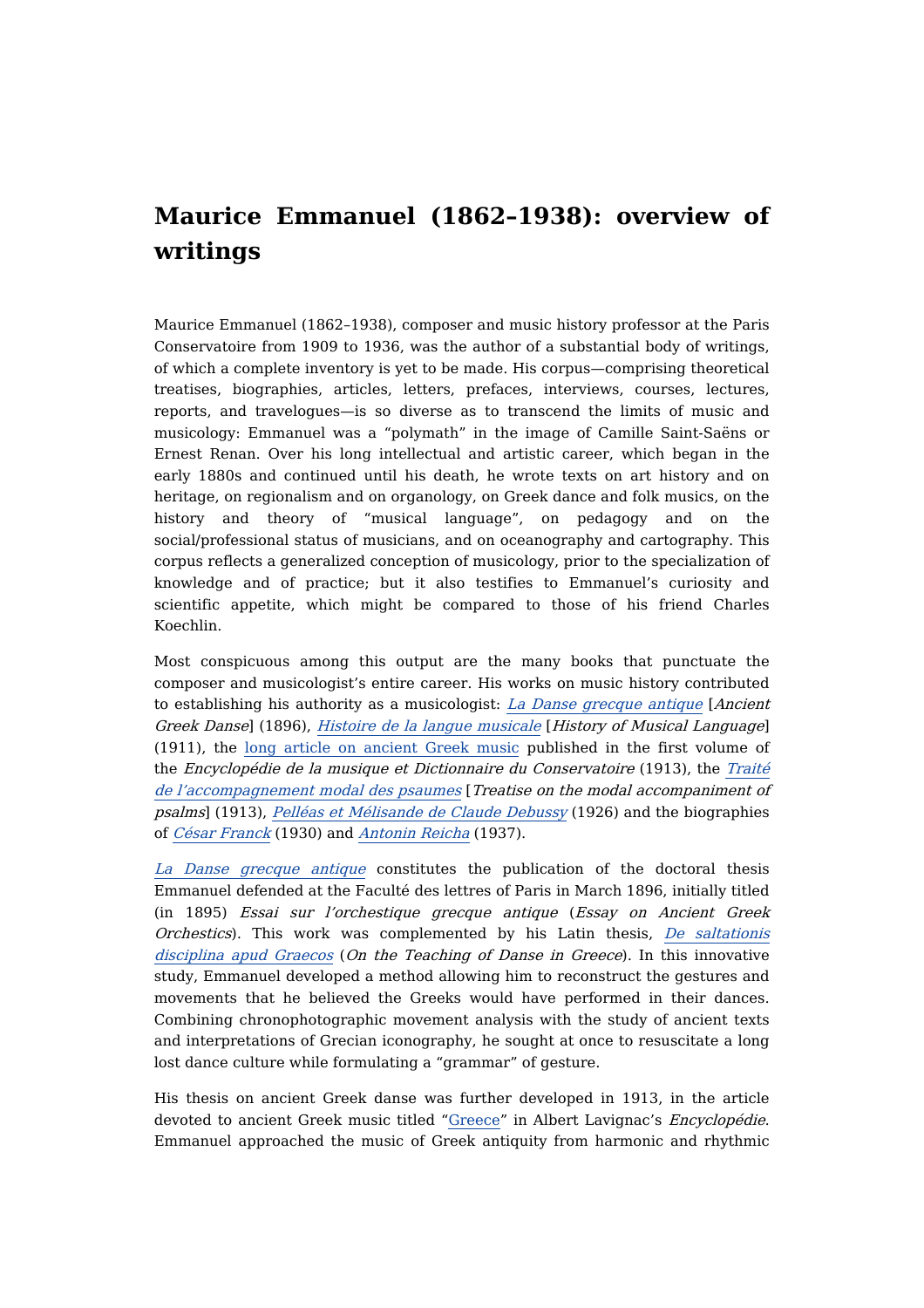# Maurice Emmanuel (1862–1938): overview of writings

Maurice Emmanuel (1862–1938), composer and music history professor at the Paris Conservatoire from 1909 to 1936, was the author of a substantial body of writings, of which a complete inventory is yet to be made. His corpus—comprising theoretical treatises, biographies, articles, letters, prefaces, interviews, courses, lectures, reports, and travelogues—is so diverse as to transcend the limits of music and musicology: Emmanuel was a "polymath" in the image of Camille Saint-Saëns or Ernest Renan. Over his long intellectual and artistic career, which began in the early 1880s and continued until his death, he wrote texts on art history and on heritage, on regionalism and on organology, on Greek dance and folk musics, on the history and theory of "musical language", on pedagogy and on the social/professional status of musicians, and on oceanography and cartography. This corpus reflects a generalized conception of musicology, prior to the specialization of knowledge and of practice; but it also testifies to Emmanuel's curiosity and scientific appetite, which might be compared to those of his friend Charles Koechlin.

Most conspicuous among this output are the many books that punctuate the composer and musicologist's entire career. His works on music history contributed to establishing his authority as a musicologist: *La Danse grecque antique* [*Ancient Greek Danse*] (1896), *Histoire de la langue musicale* [*History of Musical Language*] (1911), the long article on ancient Greek music published in the first volume of the *Encyclopédie de la musique et Dictionnaire du Conservatoire* (1913), the *Traité de l'accompagnement modal des psaumes* [*Treatise on the modal accompaniment of psalms*] (1913), *Pelléas et Mélisande de Claude Debussy* (1926) and the biographies of *César Franck* (1930) and *Antonin Reicha* (1937).

*La Danse grecque antique* constitutes the publication of the doctoral thesis Emmanuel defended at the Faculté des lettres of Paris in March 1896, initially titled (in 1895) *Essai sur l'orchestique grecque antique* (*Essay on Ancient Greek Orchestics*). This work was complemented by his Latin thesis, *De saltationis disciplina apud Graecos* (*On the Teaching of Danse in Greece*). In this innovative study, Emmanuel developed a method allowing him to reconstruct the gestures and movements that he believed the Greeks would have performed in their dances. Combining chronophotographic movement analysis with the study of ancient texts and interpretations of Grecian iconography, he sought at once to resuscitate a long lost dance culture while formulating a "grammar" of gesture.

His thesis on ancient Greek danse was further developed in 1913, in the article devoted to ancient Greek music titled "Greece" in Albert Lavignac's *Encyclopédie*. Emmanuel approached the music of Greek antiquity from harmonic and rhythmic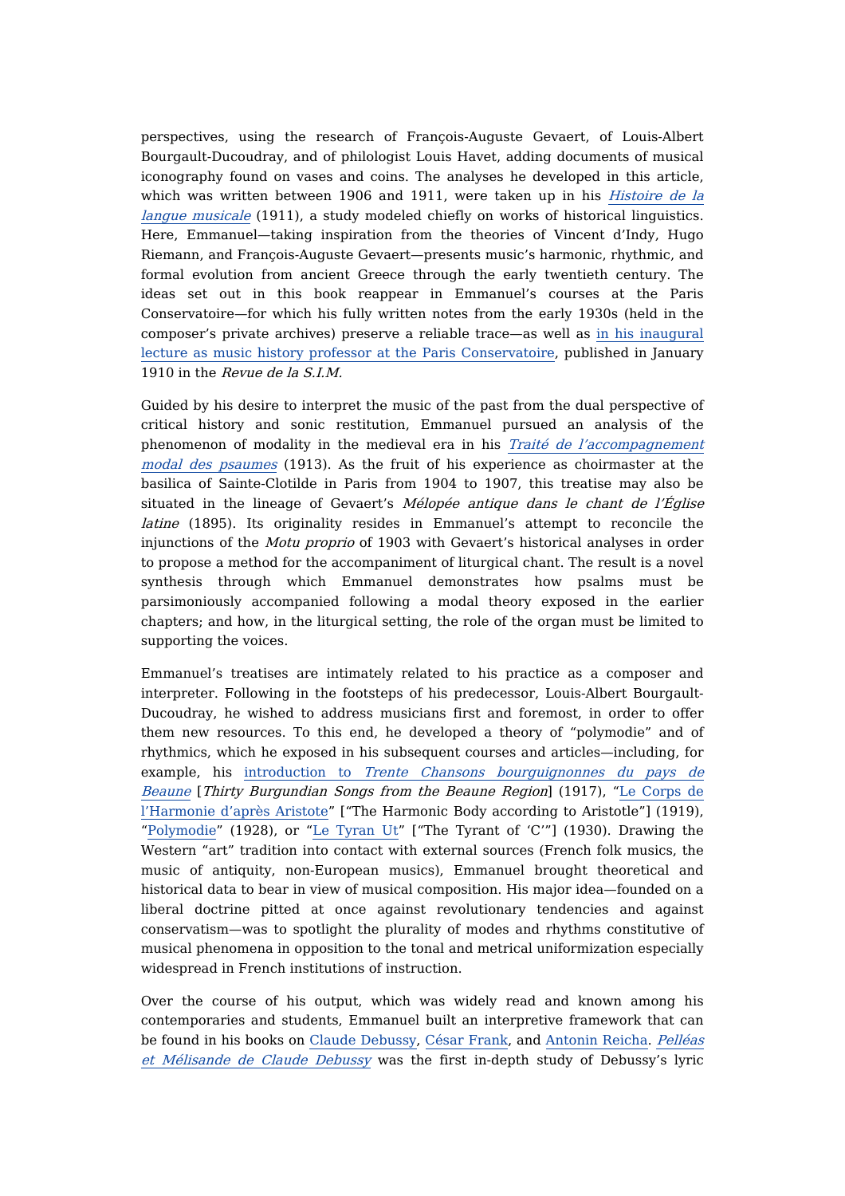perspectives, using the research of François-Auguste Gevaert, of Louis-Albert Bourgault-Ducoudray, and of philologist Louis Havet, adding documents of musical iconography found on vases and coins. The analyses he developed in this article, which was written between 1906 and 1911, were taken up in his *Histoire de la langue musicale* (1911), a study modeled chiefly on works of historical linguistics. Here, Emmanuel—taking inspiration from the theories of Vincent d'Indy, Hugo Riemann, and François-Auguste Gevaert—presents music's harmonic, rhythmic, and formal evolution from ancient Greece through the early twentieth century. The ideas set out in this book reappear in Emmanuel's courses at the Paris Conservatoire—for which his fully written notes from the early 1930s (held in the composer's private archives) preserve a reliable trace—as well as in his inaugural lecture as music history professor at the Paris Conservatoire, published in January 1910 in the *Revue de la S.I.M.*

Guided by his desire to interpret the music of the past from the dual perspective of critical history and sonic restitution, Emmanuel pursued an analysis of the phenomenon of modality in the medieval era in his *Traité de l'accompagnement modal des psaumes* (1913). As the fruit of his experience as choirmaster at the basilica of Sainte-Clotilde in Paris from 1904 to 1907, this treatise may also be situated in the lineage of Gevaert's *Mélopée antique dans le chant de l'Église latine* (1895). Its originality resides in Emmanuel's attempt to reconcile the injunctions of the *Motu proprio* of 1903 with Gevaert's historical analyses in order to propose a method for the accompaniment of liturgical chant. The result is a novel synthesis through which Emmanuel demonstrates how psalms must be parsimoniously accompanied following a modal theory exposed in the earlier chapters; and how, in the liturgical setting, the role of the organ must be limited to supporting the voices.

Emmanuel's treatises are intimately related to his practice as a composer and interpreter. Following in the footsteps of his predecessor, Louis-Albert Bourgault-Ducoudray, he wished to address musicians first and foremost, in order to offer them new resources. To this end, he developed a theory of "polymodie" and of rhythmics, which he exposed in his subsequent courses and articles—including, for example, his introduction to *Trente Chansons bourguignonnes du pays de Beaune* [*Thirty Burgundian Songs from the Beaune Region*] (1917), "Le Corps de l'Harmonie d'après Aristote" ["The Harmonic Body according to Aristotle"] (1919), "Polymodie" (1928), or "Le Tyran Ut" ["The Tyrant of 'C'"] (1930). Drawing the Western "art" tradition into contact with external sources (French folk musics, the music of antiquity, non-European musics), Emmanuel brought theoretical and historical data to bear in view of musical composition. His major idea—founded on a liberal doctrine pitted at once against revolutionary tendencies and against conservatism—was to spotlight the plurality of modes and rhythms constitutive of musical phenomena in opposition to the tonal and metrical uniformization especially widespread in French institutions of instruction.

Over the course of his output, which was widely read and known among his contemporaries and students, Emmanuel built an interpretive framework that can be found in his books on Claude Debussy, César Franck, and Antonin Reicha. *Pelléas et Mélisande de Claude Debussy* was the first in-depth study of Debussy's lyric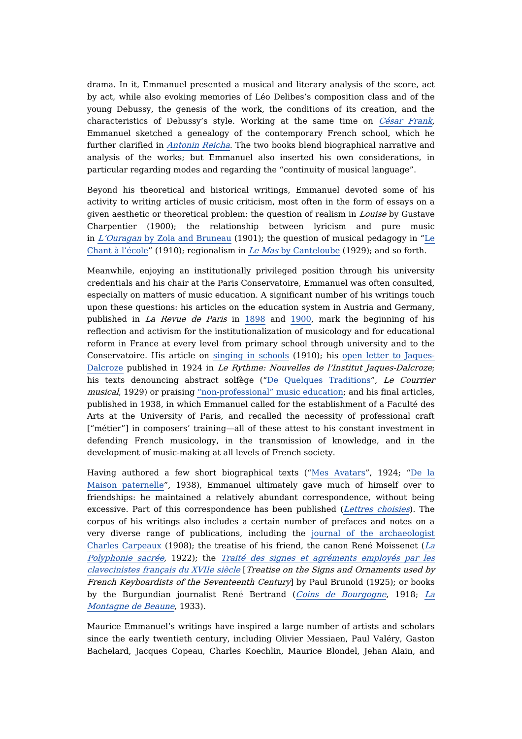drama. In it, Emmanuel presented a musical and literary analysis of the score, act by act, while also evoking memories of Léo Delibes's composition class and of the young Debussy, the genesis of the work, the conditions of its creation, and the characteristics of Debussy's style. Working at the same time on *César Frank*, Emmanuel sketched a genealogy of the contemporary French school, which he further clarified in *Antonin Reicha*. The two books blend biographical narrative and analysis of the works; but Emmanuel also inserted his own considerations, in particular regarding modes and regarding the "continuity of musical language".

Beyond his theoretical and historical writings, Emmanuel devoted some of his activity to writing articles of music criticism, most often in the form of essays on a given aesthetic or theoretical problem: the question of realism in *Louise* by Gustave Charpentier (1900); the relationship between lyricism and pure music in *L'Ouragan* by Zola and Bruneau (1901); the question of musical pedagogy in "Le Chant à l'école" (1910); regionalism in *Le Mas* by Canteloube (1929); and so forth.

Meanwhile, enjoying an institutionally privileged position through his university credentials and his chair at the Paris Conservatoire, Emmanuel was often consulted, especially on matters of music education. A significant number of his writings touch upon these questions: his articles on the education system in Austria and Germany, published in *La Revue de Paris* in 1898 and 1900, mark the beginning of his reflection and activism for the institutionalization of musicology and for educational reform in France at every level from primary school through university and to the Conservatoire. His article on singing in schools (1910); his open letter to Jaques-Dalcroze published in 1924 in *Le Rythme: Nouvelles de l'Institut Jaques-Dalcroze*; his texts denouncing abstract solfège ("De Quelques Traditions", *Le Courrier musical*, 1929) or praising "non-professional" music education; and his final articles, published in 1938, in which Emmanuel called for the establishment of a Faculté des Arts at the University of Paris, and recalled the necessity of professional craft ["métier"] in composers' training—all of these attest to his constant investment in defending French musicology, in the transmission of knowledge, and in the development of music-making at all levels of French society.

Having authored a few short biographical texts ("Mes Avatars", 1924; "De la Maison paternelle", 1938), Emmanuel ultimately gave much of himself over to friendships: he maintained a relatively abundant correspondence, without being excessive. Part of this correspondence has been published (*Lettres choisies*). The corpus of his writings also includes a certain number of prefaces and notes on a very diverse range of publications, including the journal of the archaeologist Charles Carpeaux (1908); the treatise of his friend, the canon René Moissenet (*La Polyphonie sacrée*, 1922); the *Traité des signes et agréments employés par les clavecinistes français du XVIIe siècle* [*Treatise on the Signs and Ornaments used by French Keyboardists of the Seventeenth Century*] by Paul Brunold (1925); or books by the Burgundian journalist René Bertrand (*Coins de Bourgogne*, 1918; *La Montagne de Beaune*, 1933).

Maurice Emmanuel's writings have inspired a large number of artists and scholars since the early twentieth century, including Olivier Messiaen, Paul Valéry, Gaston Bachelard, Jacques Copeau, Charles Koechlin, Maurice Blondel, Jehan Alain, and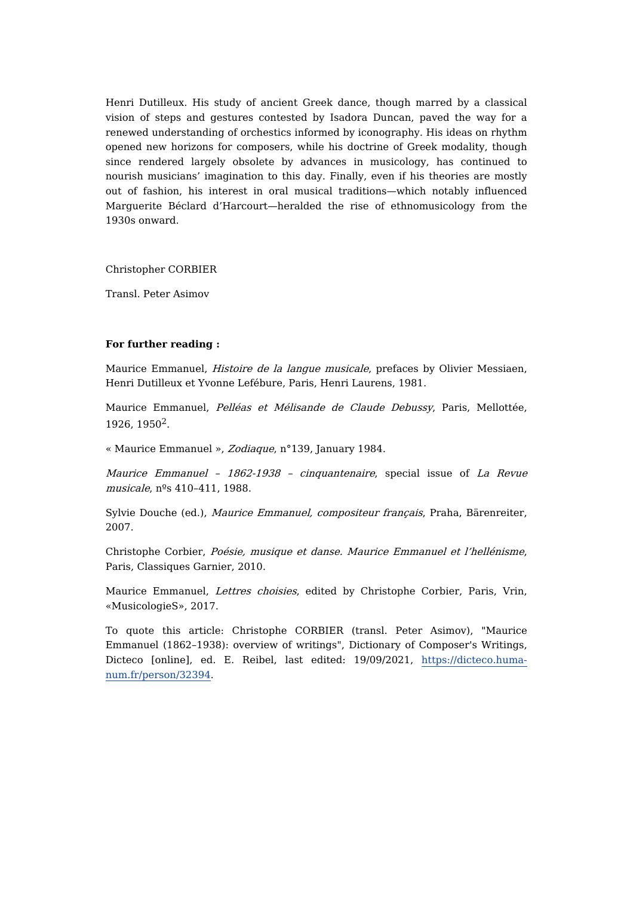Henri Dutilleux. His study of ancient Greek dance, though marred by a classical vision of steps and gestures contested by Isadora Duncan, paved the way for a renewed understanding of orchestics informed by iconography. His ideas on rhythm opened new horizons for composers, while his doctrine of Greek modality, though since rendered largely obsolete by advances in musicology, has continued to nourish musicians' imagination to this day. Finally, even if his theories are mostly out of fashion, his interest in oral musical traditions—which notably influenced Marguerite Béclard d'Harcourt—heralded the rise of ethnomusicology from the 1930s onward.

Christopher CORBIER

Transl. Peter Asimov

**For further reading :**

Maurice Emmanuel, *Histoire de la langue musicale*, prefaces by Olivier Messiaen, Henri Dutilleux et Yvonne Lefébure, Paris, Henri Laurens, 1981.

Maurice Emmanuel, *Pelléas et Mélisande de Claude Debussy*, Paris, Mellottée, 1926, 1950².

« Maurice Emmanuel », *Zodiaque*, n°139, January 1984.

*Maurice Emmanuel – 1862-1938 – cinquantenaire*, special issue of *La Revue musicale*, nºs 410–411, 1988.

Sylvie Douche (ed.), *Maurice Emmanuel, compositeur français*, Praha, Bärenreiter, 2007.

Christophe Corbier, *Poésie, musique et danse. Maurice Emmanuel et l'hellénisme*, Paris, Classiques Garnier, 2010.

Maurice Emmanuel, *Lettres choisies*, edited by Christophe Corbier, Paris, Vrin, «MusicologieS», 2017.

To quote this article: Christophe CORBIER (transl. Peter Asimov), "Maurice Emmanuel (1862–1938): overview of writings", Dictionary of Composer's Writings, Dicteco [online], ed. E. Reibel, last edited: 19/09/2021, [https://dicteco.huma-num.fr/person/32394](https://dicteco.huma-num.fr/person/32394).